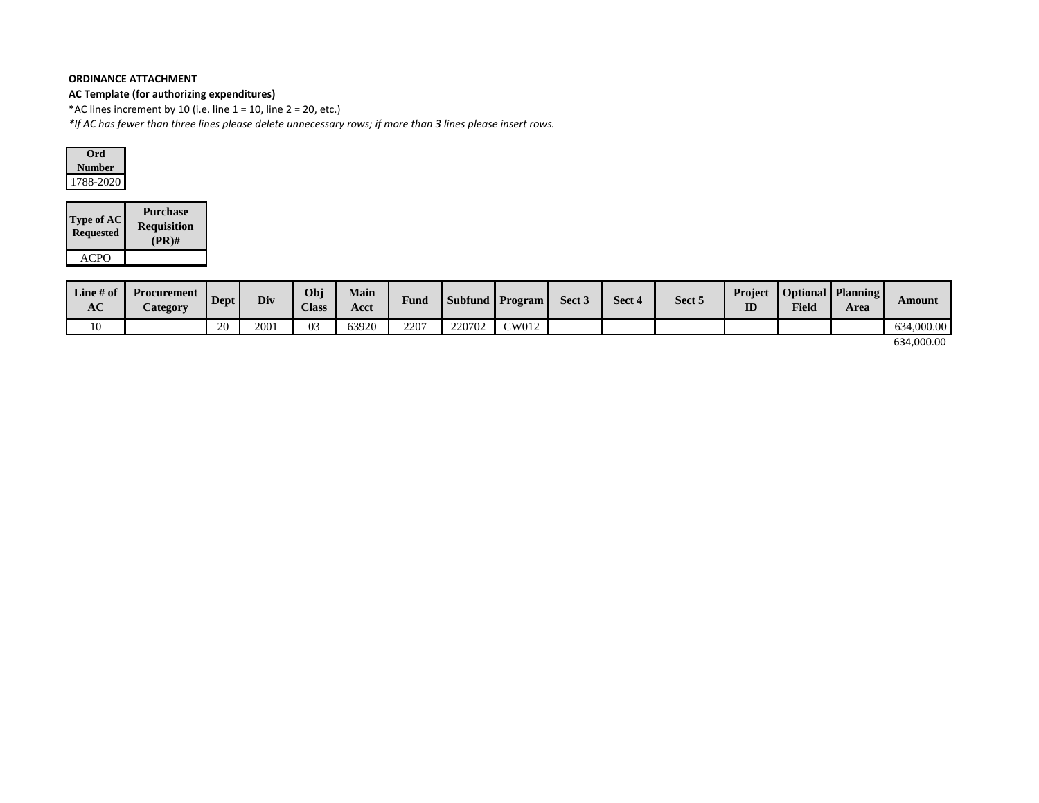**ORDINANCE ATTACHMENT**

**AC Template (for authorizing expenditures)**

*AC lines increment by 10 (i.e. line 1 = 10, line 2 = 20, etc.)

*\*If AC has fewer than three lines please delete unnecessary rows; if more than 3 lines please insert rows.*

| Ord Number |
|---|
| 1788-2020 |

| Type of AC Requested | Purchase Requisition (PR)# |
|---|---|
| ACPO | |

| Line # of AC | Procurement Category | Dept | Div | Obj Class | Main Acct | Fund | Subfund | Program | Sect 3 | Sect 4 | Sect 5 | Project ID | Optional Field | Planning Area | Amount |
|---|---|---|---|---|---|---|---|---|---|---|---|---|---|---|---|
| 10 | | 20 | 2001 | 03 | 63920 | 2207 | 220702 | CW012 | | | | | | | 634,000.00 |
| | | | | | | | | | | | | | | | 634,000.00 |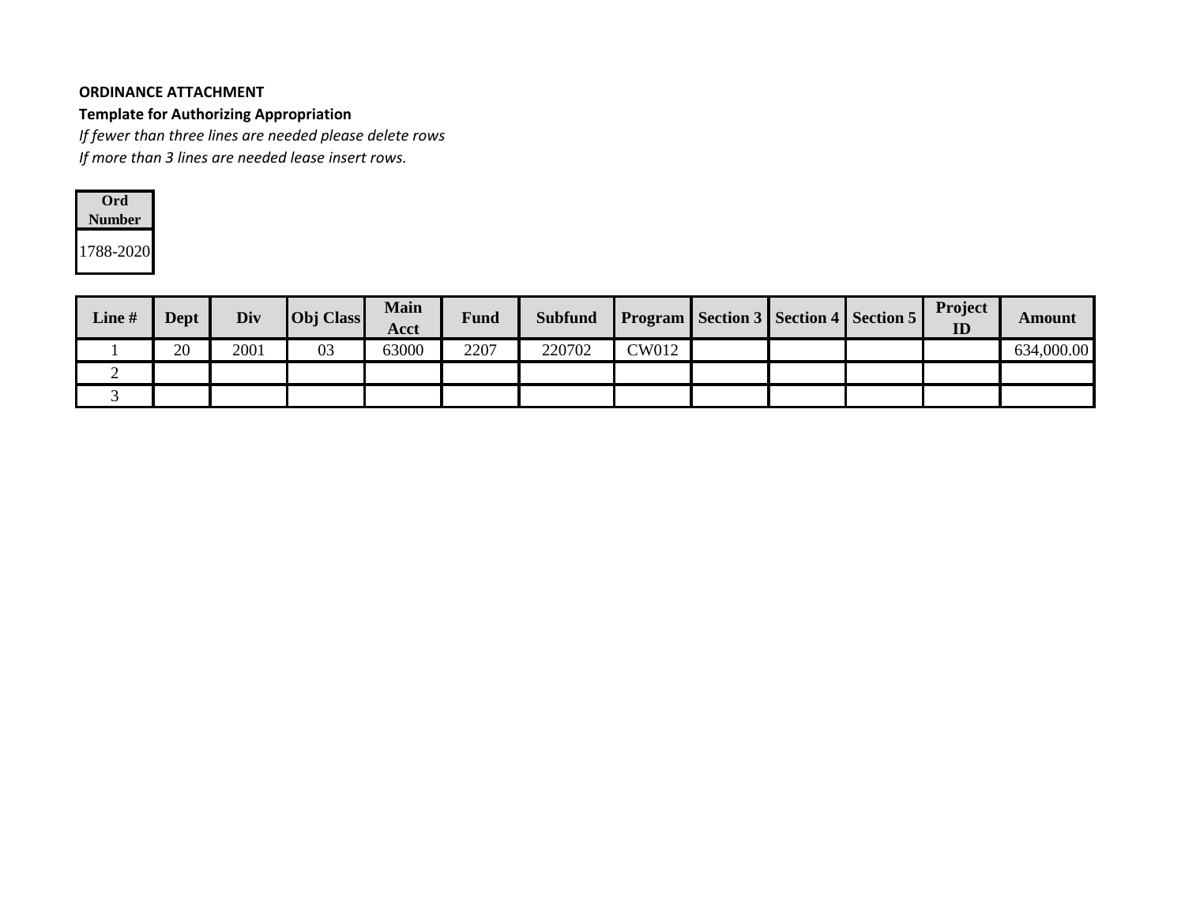**ORDINANCE ATTACHMENT**

**Template for Authorizing Appropriation**

*If fewer than three lines are needed please delete rows*

*If more than 3 lines are needed lease insert rows.*

| Ord Number |
|---|
| 1788-2020 |

| Line # | Dept | Div | Obj Class | Main Acct | Fund | Subfund | Program | Section 3 | Section 4 | Section 5 | Project ID | Amount |
|---|---|---|---|---|---|---|---|---|---|---|---|---|
| 1 | 20 | 2001 | 03 | 63000 | 2207 | 220702 | CW012 | | | | | 634,000.00 |
| 2 | | | | | | | | | | | | |
| 3 | | | | | | | | | | | | |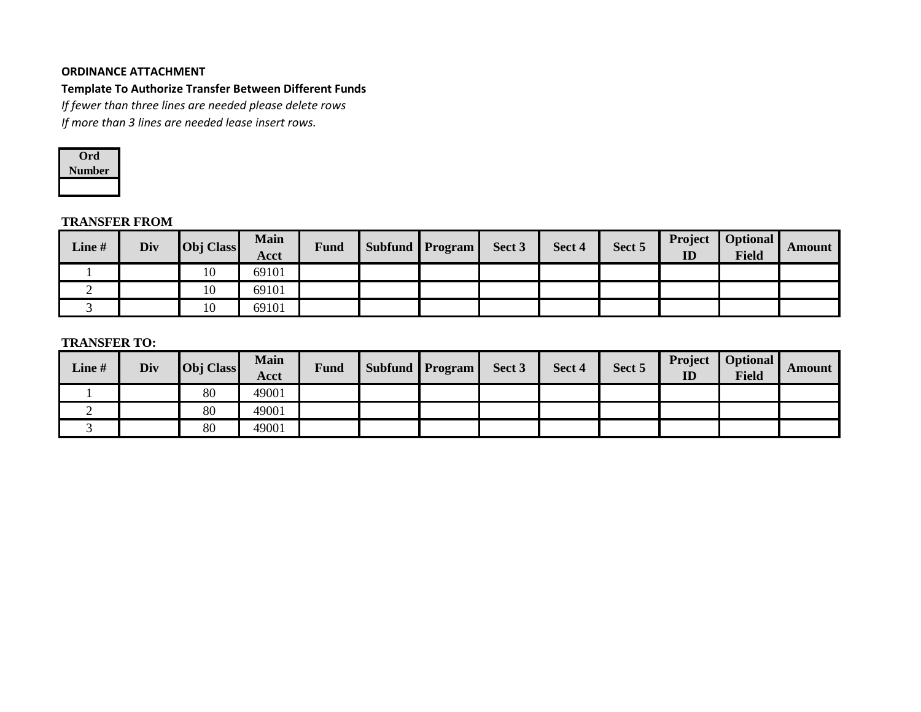**ORDINANCE ATTACHMENT**

**Template To Authorize Transfer Between Different Funds**

*If fewer than three lines are needed please delete rows*

*If more than 3 lines are needed lease insert rows.*

| Ord Number |
| --- |
| |

**TRANSFER FROM**

| Line # | Div | Obj Class | Main Acct | Fund | Subfund | Program | Sect 3 | Sect 4 | Sect 5 | Project ID | Optional Field | Amount |
| --- | --- | --- | --- | --- | --- | --- | --- | --- | --- | --- | --- | --- |
| 1 | | 10 | 69101 | | | | | | | | | |
| 2 | | 10 | 69101 | | | | | | | | | |
| 3 | | 10 | 69101 | | | | | | | | | |

**TRANSFER TO:**

| Line # | Div | Obj Class | Main Acct | Fund | Subfund | Program | Sect 3 | Sect 4 | Sect 5 | Project ID | Optional Field | Amount |
| --- | --- | --- | --- | --- | --- | --- | --- | --- | --- | --- | --- | --- |
| 1 | | 80 | 49001 | | | | | | | | | |
| 2 | | 80 | 49001 | | | | | | | | | |
| 3 | | 80 | 49001 | | | | | | | | | |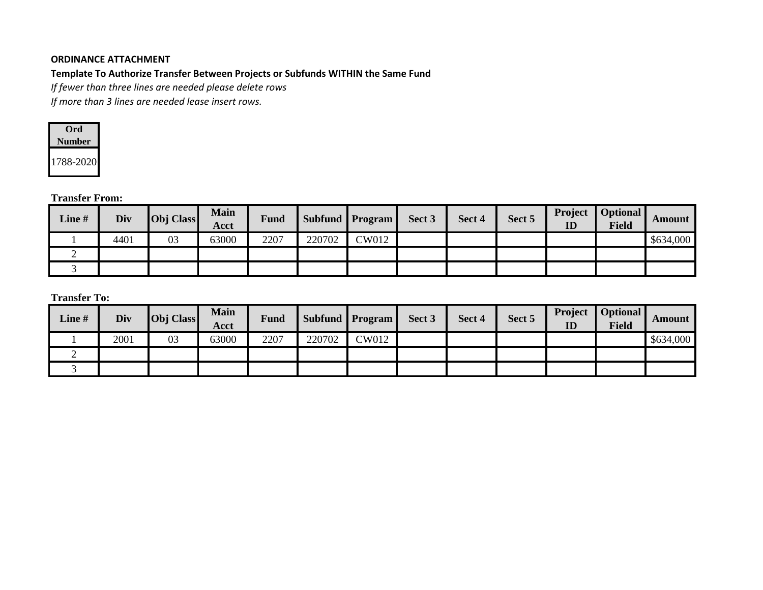**ORDINANCE ATTACHMENT**

**Template To Authorize Transfer Between Projects or Subfunds WITHIN the Same Fund**

*If fewer than three lines are needed please delete rows*

*If more than 3 lines are needed lease insert rows.*

| Ord Number |
|---|
| 1788-2020 |

**Transfer From:**

| Line # | Div | Obj Class | Main Acct | Fund | Subfund | Program | Sect 3 | Sect 4 | Sect 5 | Project ID | Optional Field | Amount |
|---|---|---|---|---|---|---|---|---|---|---|---|---|
| 1 | 4401 | 03 | 63000 | 2207 | 220702 | CW012 | | | | | | $634,000 |
| 2 | | | | | | | | | | | | |
| 3 | | | | | | | | | | | | |

**Transfer To:**

| Line # | Div | Obj Class | Main Acct | Fund | Subfund | Program | Sect 3 | Sect 4 | Sect 5 | Project ID | Optional Field | Amount |
|---|---|---|---|---|---|---|---|---|---|---|---|---|
| 1 | 2001 | 03 | 63000 | 2207 | 220702 | CW012 | | | | | | $634,000 |
| 2 | | | | | | | | | | | | |
| 3 | | | | | | | | | | | | |